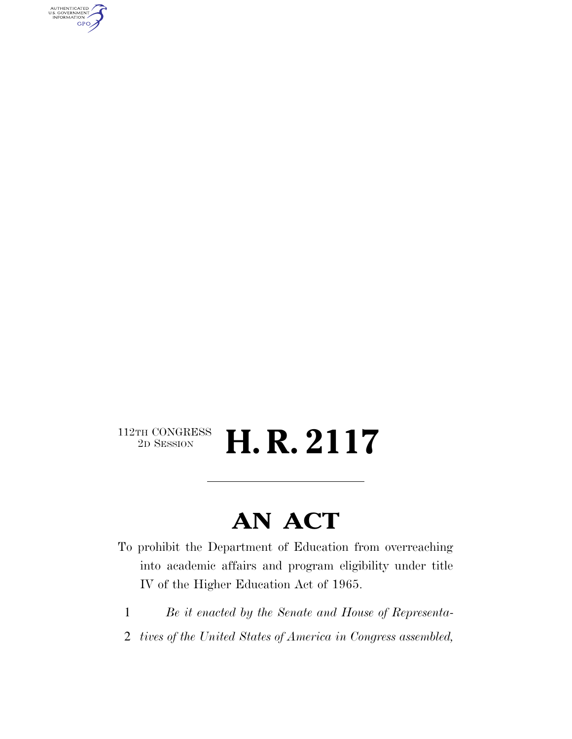112TH CONGRESS
2D SESSION

# H. R. 2117

---

# AN ACT

To prohibit the Department of Education from overreaching into academic affairs and program eligibility under title IV of the Higher Education Act of 1965.

1 *Be it enacted by the Senate and House of Representa-*
2 *tives of the United States of America in Congress assembled,*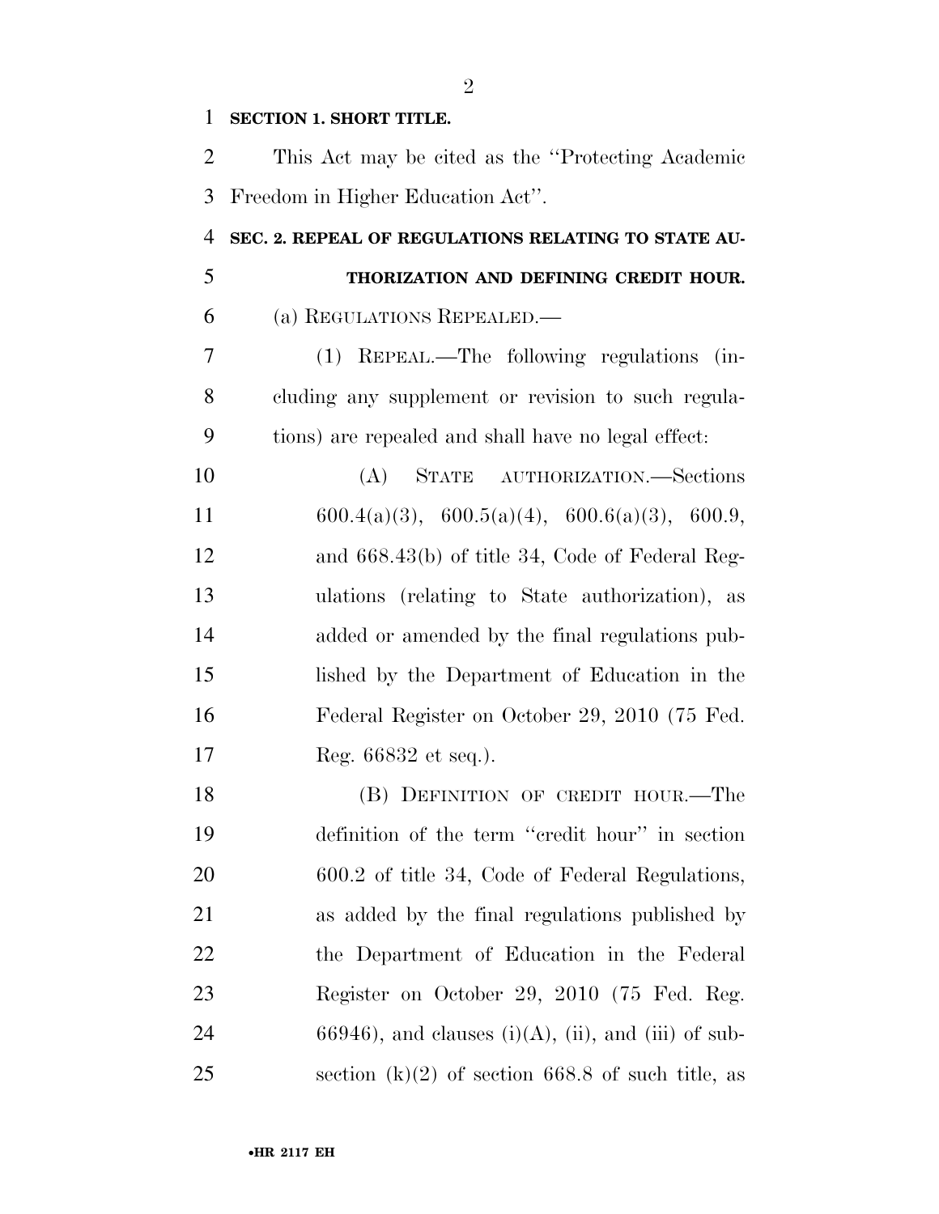**SECTION 1. SHORT TITLE.**

This Act may be cited as the ''Protecting Academic Freedom in Higher Education Act''.

**SEC. 2. REPEAL OF REGULATIONS RELATING TO STATE AUTHORIZATION AND DEFINING CREDIT HOUR.**

(a) REGULATIONS REPEALED.—

(1) REPEAL.—The following regulations (including any supplement or revision to such regulations) are repealed and shall have no legal effect:

(A) STATE AUTHORIZATION.—Sections 600.4(a)(3), 600.5(a)(4), 600.6(a)(3), 600.9, and 668.43(b) of title 34, Code of Federal Regulations (relating to State authorization), as added or amended by the final regulations published by the Department of Education in the Federal Register on October 29, 2010 (75 Fed. Reg. 66832 et seq.).

(B) DEFINITION OF CREDIT HOUR.—The definition of the term ''credit hour'' in section 600.2 of title 34, Code of Federal Regulations, as added by the final regulations published by the Department of Education in the Federal Register on October 29, 2010 (75 Fed. Reg. 66946), and clauses (i)(A), (ii), and (iii) of subsection (k)(2) of section 668.8 of such title, as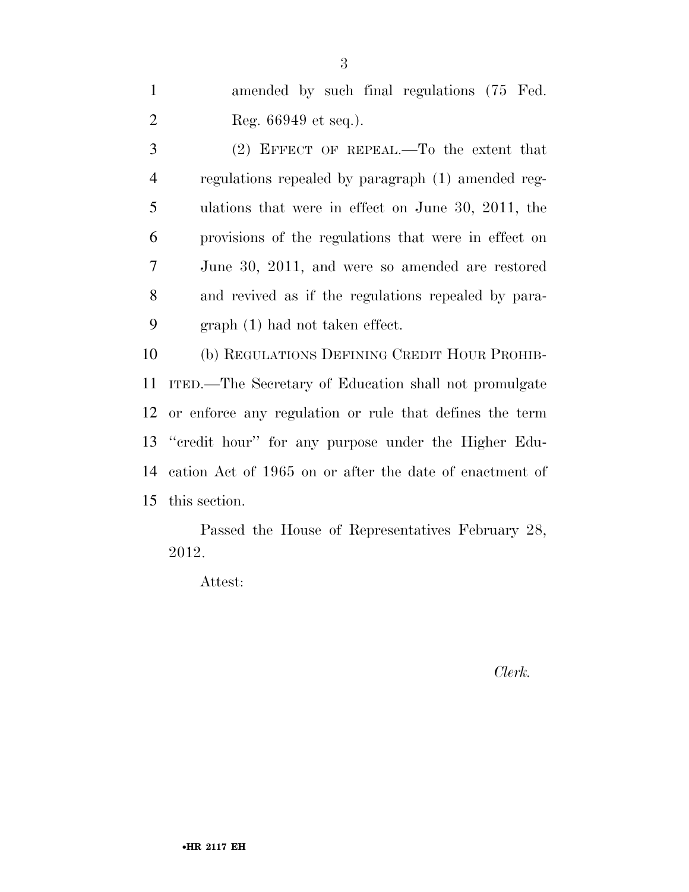amended by such final regulations (75 Fed. Reg. 66949 et seq.).

(2) EFFECT OF REPEAL.—To the extent that regulations repealed by paragraph (1) amended regulations that were in effect on June 30, 2011, the provisions of the regulations that were in effect on June 30, 2011, and were so amended are restored and revived as if the regulations repealed by paragraph (1) had not taken effect.

(b) REGULATIONS DEFINING CREDIT HOUR PROHIBITED.—The Secretary of Education shall not promulgate or enforce any regulation or rule that defines the term ''credit hour'' for any purpose under the Higher Education Act of 1965 on or after the date of enactment of this section.

Passed the House of Representatives February 28, 2012.

Attest:

*Clerk.*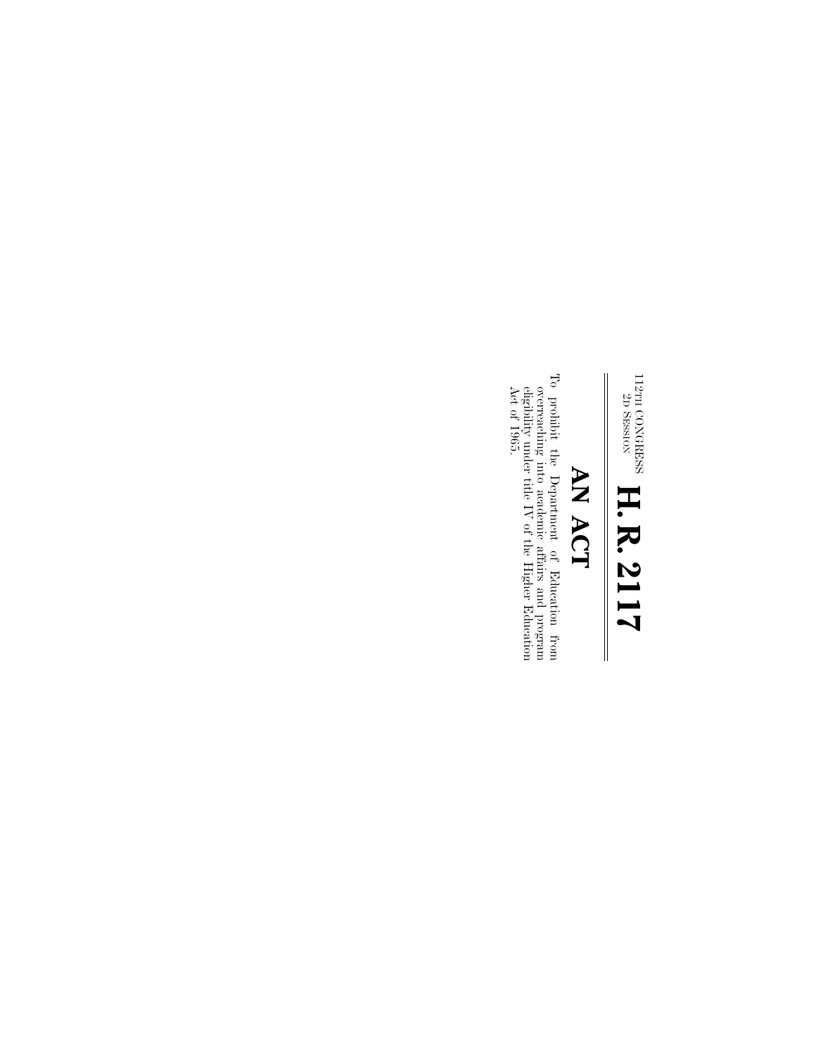112TH CONGRESS
2D SESSION

# H. R. 2117

## AN ACT

To prohibit the Department of Education from overreaching into academic affairs and program eligibility under title IV of the Higher Education Act of 1965.